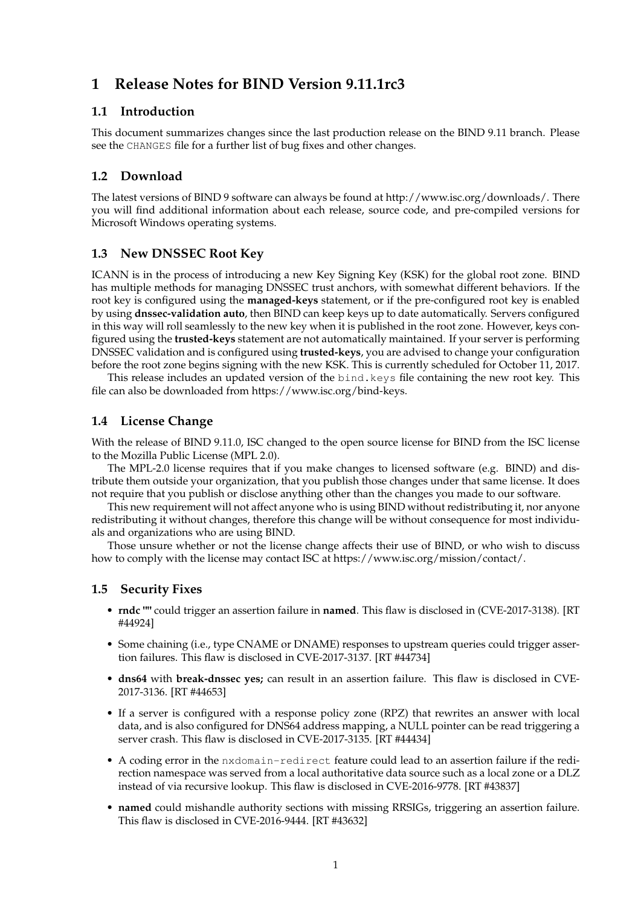# 1 Release Notes for BIND Version 9.11.1rc3

## 1.1 Introduction

This document summarizes changes since the last production release on the BIND 9.11 branch. Please see the `CHANGES` file for a further list of bug fixes and other changes.

## 1.2 Download

The latest versions of BIND 9 software can always be found at http://www.isc.org/downloads/. There you will find additional information about each release, source code, and pre-compiled versions for Microsoft Windows operating systems.

## 1.3 New DNSSEC Root Key

ICANN is in the process of introducing a new Key Signing Key (KSK) for the global root zone. BIND has multiple methods for managing DNSSEC trust anchors, with somewhat different behaviors. If the root key is configured using the **managed-keys** statement, or if the pre-configured root key is enabled by using **dnssec-validation auto**, then BIND can keep keys up to date automatically. Servers configured in this way will roll seamlessly to the new key when it is published in the root zone. However, keys configured using the **trusted-keys** statement are not automatically maintained. If your server is performing DNSSEC validation and is configured using **trusted-keys**, you are advised to change your configuration before the root zone begins signing with the new KSK. This is currently scheduled for October 11, 2017.

This release includes an updated version of the `bind.keys` file containing the new root key. This file can also be downloaded from https://www.isc.org/bind-keys.

## 1.4 License Change

With the release of BIND 9.11.0, ISC changed to the open source license for BIND from the ISC license to the Mozilla Public License (MPL 2.0).

The MPL-2.0 license requires that if you make changes to licensed software (e.g. BIND) and distribute them outside your organization, that you publish those changes under that same license. It does not require that you publish or disclose anything other than the changes you made to our software.

This new requirement will not affect anyone who is using BIND without redistributing it, nor anyone redistributing it without changes, therefore this change will be without consequence for most individuals and organizations who are using BIND.

Those unsure whether or not the license change affects their use of BIND, or who wish to discuss how to comply with the license may contact ISC at https://www.isc.org/mission/contact/.

## 1.5 Security Fixes

- **rndc ""** could trigger an assertion failure in **named**. This flaw is disclosed in (CVE-2017-3138). [RT #44924]
- Some chaining (i.e., type CNAME or DNAME) responses to upstream queries could trigger assertion failures. This flaw is disclosed in CVE-2017-3137. [RT #44734]
- **dns64** with **break-dnssec yes;** can result in an assertion failure. This flaw is disclosed in CVE-2017-3136. [RT #44653]
- If a server is configured with a response policy zone (RPZ) that rewrites an answer with local data, and is also configured for DNS64 address mapping, a NULL pointer can be read triggering a server crash. This flaw is disclosed in CVE-2017-3135. [RT #44434]
- A coding error in the `nxdomain-redirect` feature could lead to an assertion failure if the redirection namespace was served from a local authoritative data source such as a local zone or a DLZ instead of via recursive lookup. This flaw is disclosed in CVE-2016-9778. [RT #43837]
- **named** could mishandle authority sections with missing RRSIGs, triggering an assertion failure. This flaw is disclosed in CVE-2016-9444. [RT #43632]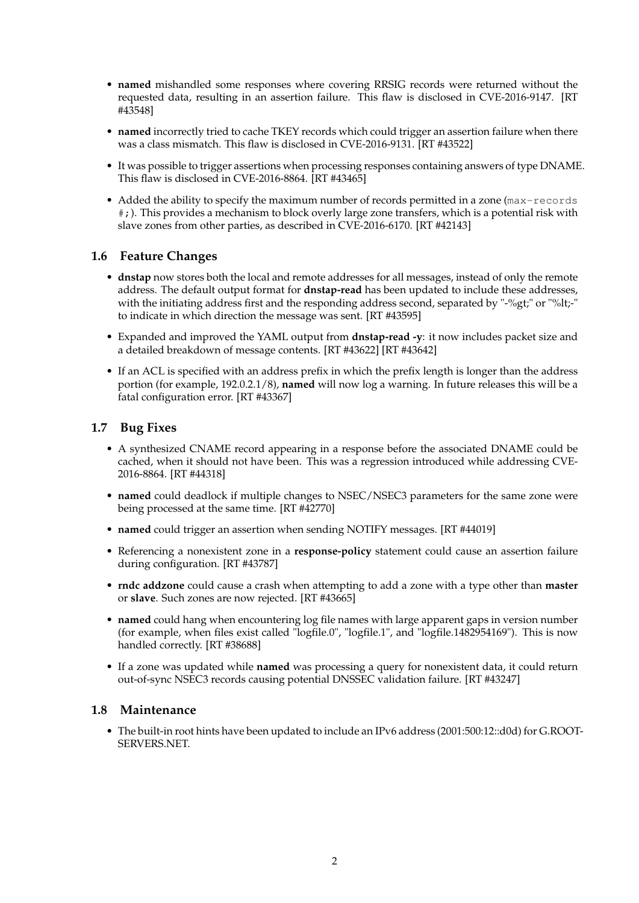- **named** mishandled some responses where covering RRSIG records were returned without the requested data, resulting in an assertion failure. This flaw is disclosed in CVE-2016-9147. [RT #43548]
- **named** incorrectly tried to cache TKEY records which could trigger an assertion failure when there was a class mismatch. This flaw is disclosed in CVE-2016-9131. [RT #43522]
- It was possible to trigger assertions when processing responses containing answers of type DNAME. This flaw is disclosed in CVE-2016-8864. [RT #43465]
- Added the ability to specify the maximum number of records permitted in a zone (`max-records #;`). This provides a mechanism to block overly large zone transfers, which is a potential risk with slave zones from other parties, as described in CVE-2016-6170. [RT #42143]

### 1.6 Feature Changes

- **dnstap** now stores both the local and remote addresses for all messages, instead of only the remote address. The default output format for **dnstap-read** has been updated to include these addresses, with the initiating address first and the responding address second, separated by "-%gt;" or "%lt;-" to indicate in which direction the message was sent. [RT #43595]
- Expanded and improved the YAML output from **dnstap-read -y**: it now includes packet size and a detailed breakdown of message contents. [RT #43622] [RT #43642]
- If an ACL is specified with an address prefix in which the prefix length is longer than the address portion (for example, 192.0.2.1/8), **named** will now log a warning. In future releases this will be a fatal configuration error. [RT #43367]

### 1.7 Bug Fixes

- A synthesized CNAME record appearing in a response before the associated DNAME could be cached, when it should not have been. This was a regression introduced while addressing CVE-2016-8864. [RT #44318]
- **named** could deadlock if multiple changes to NSEC/NSEC3 parameters for the same zone were being processed at the same time. [RT #42770]
- **named** could trigger an assertion when sending NOTIFY messages. [RT #44019]
- Referencing a nonexistent zone in a **response-policy** statement could cause an assertion failure during configuration. [RT #43787]
- **rndc addzone** could cause a crash when attempting to add a zone with a type other than **master** or **slave**. Such zones are now rejected. [RT #43665]
- **named** could hang when encountering log file names with large apparent gaps in version number (for example, when files exist called "logfile.0", "logfile.1", and "logfile.1482954169"). This is now handled correctly. [RT #38688]
- If a zone was updated while **named** was processing a query for nonexistent data, it could return out-of-sync NSEC3 records causing potential DNSSEC validation failure. [RT #43247]

### 1.8 Maintenance

- The built-in root hints have been updated to include an IPv6 address (2001:500:12::d0d) for G.ROOT-SERVERS.NET.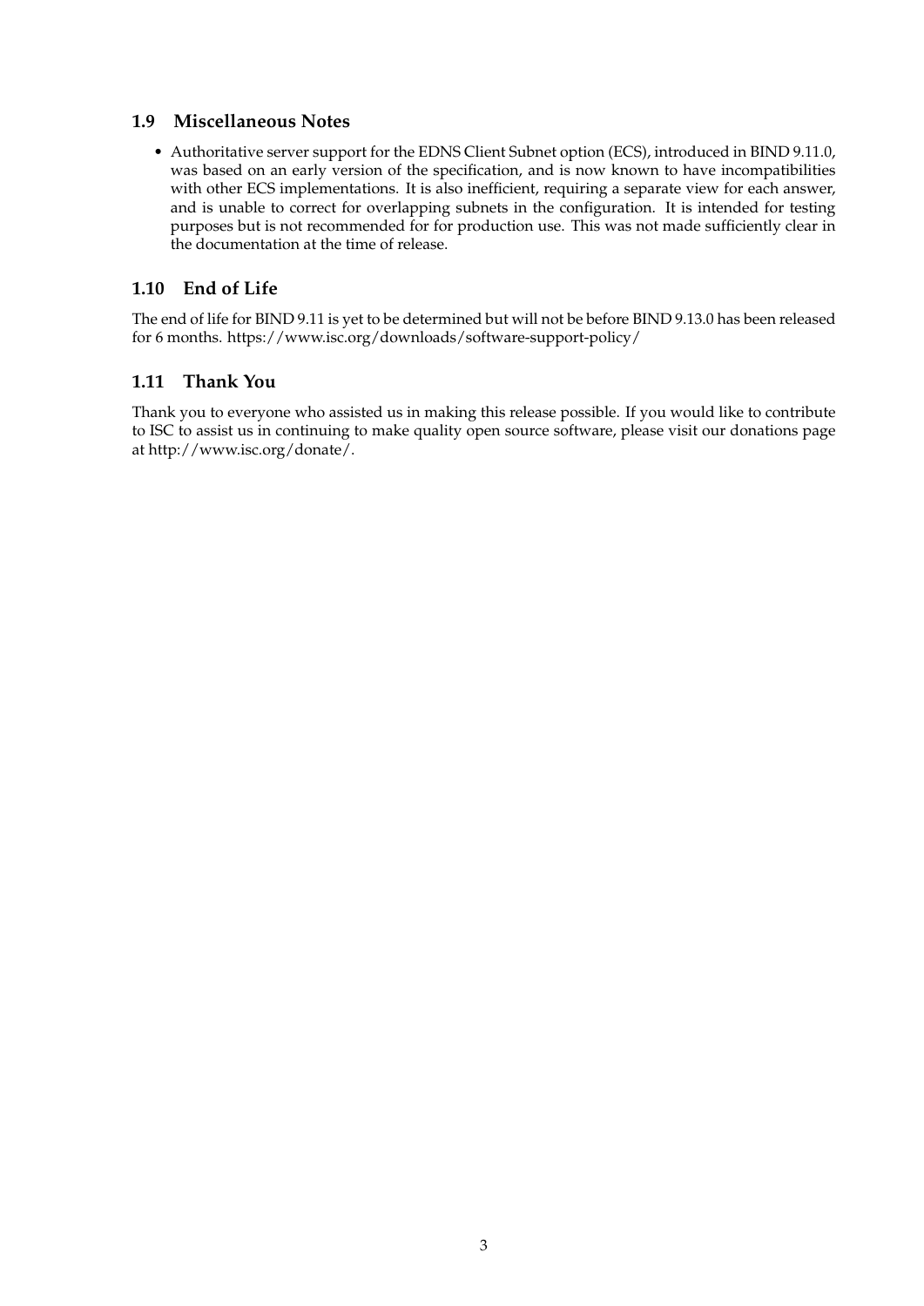### 1.9 Miscellaneous Notes

- Authoritative server support for the EDNS Client Subnet option (ECS), introduced in BIND 9.11.0, was based on an early version of the specification, and is now known to have incompatibilities with other ECS implementations. It is also inefficient, requiring a separate view for each answer, and is unable to correct for overlapping subnets in the configuration. It is intended for testing purposes but is not recommended for for production use. This was not made sufficiently clear in the documentation at the time of release.

### 1.10 End of Life

The end of life for BIND 9.11 is yet to be determined but will not be before BIND 9.13.0 has been released for 6 months. https://www.isc.org/downloads/software-support-policy/

### 1.11 Thank You

Thank you to everyone who assisted us in making this release possible. If you would like to contribute to ISC to assist us in continuing to make quality open source software, please visit our donations page at http://www.isc.org/donate/.